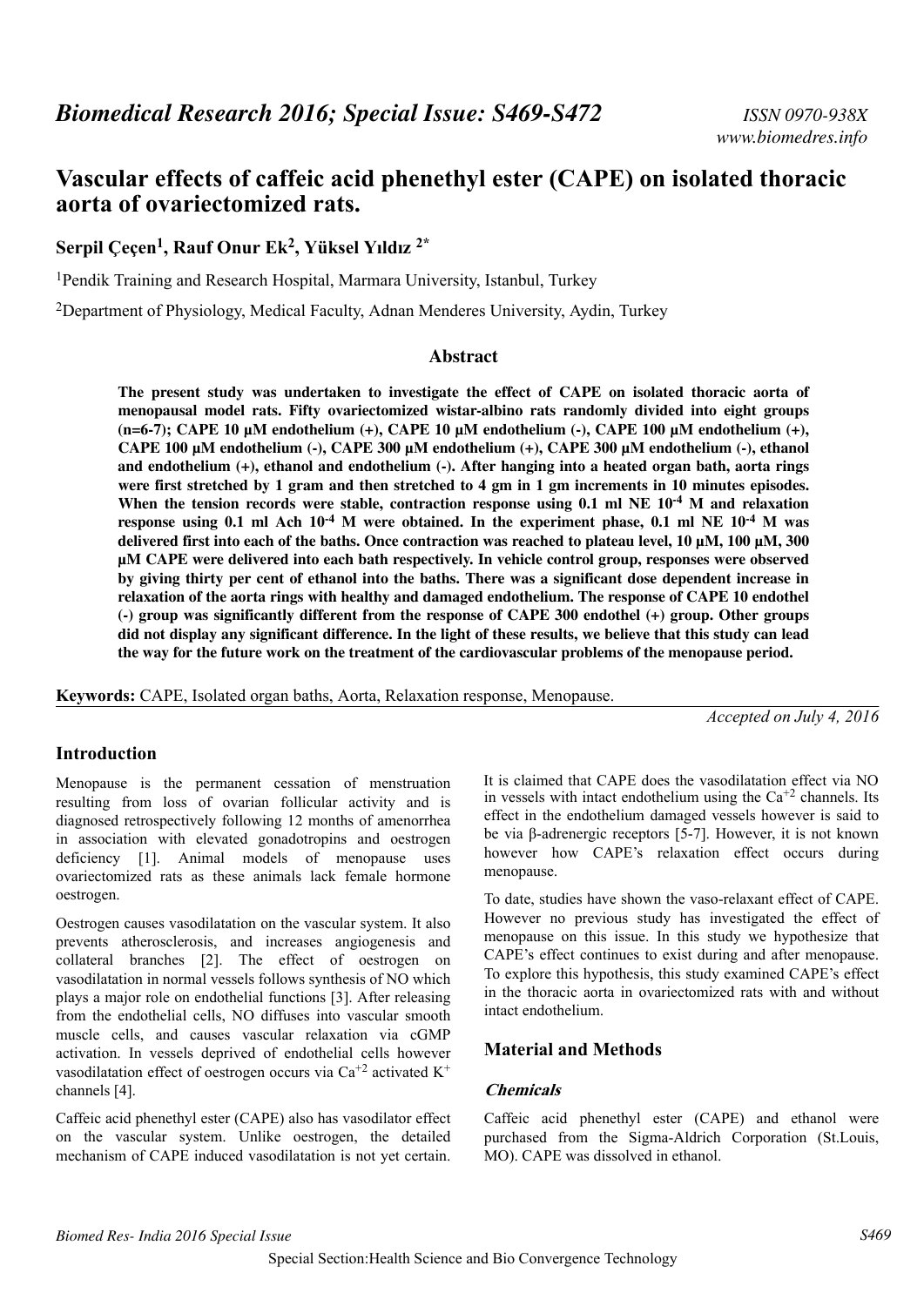# Vascular effects of caffeic acid phenethyl ester (CAPE) on isolated thoracic aorta of ovariectomized rats.

**Serpil Çeçen[1], Rauf Onur Ek[2], Yüksel Yıldız [2*]**

[1]Pendik Training and Research Hospital, Marmara University, Istanbul, Turkey

[2]Department of Physiology, Medical Faculty, Adnan Menderes University, Aydin, Turkey

## Abstract

**The present study was undertaken to investigate the effect of CAPE on isolated thoracic aorta of menopausal model rats. Fifty ovariectomized wistar-albino rats randomly divided into eight groups (n=6-7); CAPE 10 µM endothelium (+), CAPE 10 µM endothelium (-), CAPE 100 µM endothelium (+), CAPE 100 µM endothelium (-), CAPE 300 µM endothelium (+), CAPE 300 µM endothelium (-), ethanol and endothelium (+), ethanol and endothelium (-). After hanging into a heated organ bath, aorta rings were first stretched by 1 gram and then stretched to 4 gm in 1 gm increments in 10 minutes episodes. When the tension records were stable, contraction response using 0.1 ml NE $10^{-4}$ M and relaxation response using 0.1 ml Ach $10^{-4}$ M were obtained. In the experiment phase, 0.1 ml NE $10^{-4}$ M was delivered first into each of the baths. Once contraction was reached to plateau level, 10 µM, 100 µM, 300 µM CAPE were delivered into each bath respectively. In vehicle control group, responses were observed by giving thirty per cent of ethanol into the baths. There was a significant dose dependent increase in relaxation of the aorta rings with healthy and damaged endothelium. The response of CAPE 10 endothel (-) group was significantly different from the response of CAPE 300 endothel (+) group. Other groups did not display any significant difference. In the light of these results, we believe that this study can lead the way for the future work on the treatment of the cardiovascular problems of the menopause period.**

**Keywords:** CAPE, Isolated organ baths, Aorta, Relaxation response, Menopause.

*Accepted on July 4, 2016*

## Introduction

Menopause is the permanent cessation of menstruation resulting from loss of ovarian follicular activity and is diagnosed retrospectively following 12 months of amenorrhea in association with elevated gonadotropins and oestrogen deficiency [1]. Animal models of menopause uses ovariectomized rats as these animals lack female hormone oestrogen.

Oestrogen causes vasodilatation on the vascular system. It also prevents atherosclerosis, and increases angiogenesis and collateral branches [2]. The effect of oestrogen on vasodilatation in normal vessels follows synthesis of NO which plays a major role on endothelial functions [3]. After releasing from the endothelial cells, NO diffuses into vascular smooth muscle cells, and causes vascular relaxation via cGMP activation. In vessels deprived of endothelial cells however vasodilatation effect of oestrogen occurs via $Ca^{+2}$ activated $K^{+}$ channels [4].

Caffeic acid phenethyl ester (CAPE) also has vasodilator effect on the vascular system. Unlike oestrogen, the detailed mechanism of CAPE induced vasodilatation is not yet certain. It is claimed that CAPE does the vasodilatation effect via NO in vessels with intact endothelium using the $Ca^{+2}$ channels. Its effect in the endothelium damaged vessels however is said to be via β-adrenergic receptors [5-7]. However, it is not known however how CAPE's relaxation effect occurs during menopause.

To date, studies have shown the vaso-relaxant effect of CAPE. However no previous study has investigated the effect of menopause on this issue. In this study we hypothesize that CAPE's effect continues to exist during and after menopause. To explore this hypothesis, this study examined CAPE's effect in the thoracic aorta in ovariectomized rats with and without intact endothelium.

## Material and Methods

### *Chemicals*

Caffeic acid phenethyl ester (CAPE) and ethanol were purchased from the Sigma-Aldrich Corporation (St.Louis, MO). CAPE was dissolved in ethanol.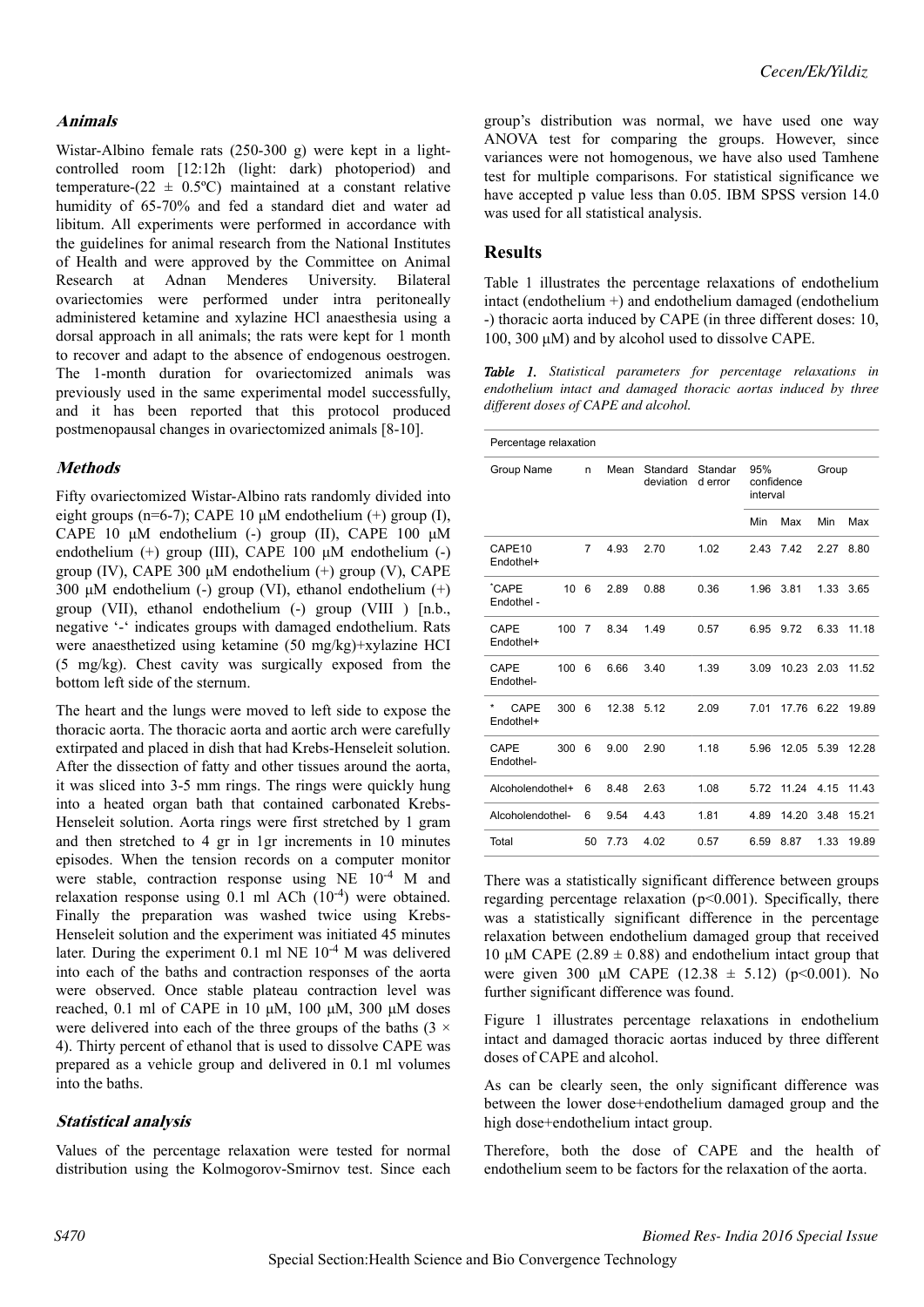### Animals

Wistar-Albino female rats (250-300 g) were kept in a light-controlled room [12:12h (light: dark) photoperiod) and temperature-(22 ± 0.5ºC) maintained at a constant relative humidity of 65-70% and fed a standard diet and water ad libitum. All experiments were performed in accordance with the guidelines for animal research from the National Institutes of Health and were approved by the Committee on Animal Research at Adnan Menderes University. Bilateral ovariectomies were performed under intra peritoneally administered ketamine and xylazine HCl anaesthesia using a dorsal approach in all animals; the rats were kept for 1 month to recover and adapt to the absence of endogenous oestrogen. The 1-month duration for ovariectomized animals was previously used in the same experimental model successfully, and it has been reported that this protocol produced postmenopausal changes in ovariectomized animals [8-10].

### Methods

Fifty ovariectomized Wistar-Albino rats randomly divided into eight groups (n=6-7); CAPE 10 μM endothelium (+) group (I), CAPE 10 μM endothelium (-) group (II), CAPE 100 μM endothelium (+) group (III), CAPE 100 μM endothelium (-) group (IV), CAPE 300 μM endothelium (+) group (V), CAPE 300 μM endothelium (-) group (VI), ethanol endothelium (+) group (VII), ethanol endothelium (-) group (VIII ) [n.b., negative '-' indicates groups with damaged endothelium. Rats were anaesthetized using ketamine (50 mg/kg)+xylazine HCI (5 mg/kg). Chest cavity was surgically exposed from the bottom left side of the sternum.

The heart and the lungs were moved to left side to expose the thoracic aorta. The thoracic aorta and aortic arch were carefully extirpated and placed in dish that had Krebs-Henseleit solution. After the dissection of fatty and other tissues around the aorta, it was sliced into 3-5 mm rings. The rings were quickly hung into a heated organ bath that contained carbonated Krebs-Henseleit solution. Aorta rings were first stretched by 1 gram and then stretched to 4 gr in 1gr increments in 10 minutes episodes. When the tension records on a computer monitor were stable, contraction response using NE $10^{-4}$ M and relaxation response using 0.1 ml ACh ($10^{-4}$) were obtained. Finally the preparation was washed twice using Krebs-Henseleit solution and the experiment was initiated 45 minutes later. During the experiment 0.1 ml NE $10^{-4}$ M was delivered into each of the baths and contraction responses of the aorta were observed. Once stable plateau contraction level was reached, 0.1 ml of CAPE in 10 μM, 100 μM, 300 μM doses were delivered into each of the three groups of the baths (3 × 4). Thirty percent of ethanol that is used to dissolve CAPE was prepared as a vehicle group and delivered in 0.1 ml volumes into the baths.

### Statistical analysis

Values of the percentage relaxation were tested for normal distribution using the Kolmogorov-Smirnov test. Since each group's distribution was normal, we have used one way ANOVA test for comparing the groups. However, since variances were not homogenous, we have also used Tamhene test for multiple comparisons. For statistical significance we have accepted p value less than 0.05. IBM SPSS version 14.0 was used for all statistical analysis.

## Results

Table 1 illustrates the percentage relaxations of endothelium intact (endothelium +) and endothelium damaged (endothelium -) thoracic aorta induced by CAPE (in three different doses: 10, 100, 300 μM) and by alcohol used to dissolve CAPE.

***Table 1.*** *Statistical parameters for percentage relaxations in endothelium intact and damaged thoracic aortas induced by three different doses of CAPE and alcohol.*

| Percentage relaxation | | | | | | | | |
|---|---|---|---|---|---|---|---|---|
| Group Name | n | Mean | Standard deviation | Standard error | 95% confidence interval | | Group | |
| | | | | | Min | Max | Min | Max |
| CAPE10 Endothel+ | 7 | 4.93 | 2.70 | 1.02 | 2.43 | 7.42 | 2.27 | 8.80 |
| *CAPE 10 Endothel - | 6 | 2.89 | 0.88 | 0.36 | 1.96 | 3.81 | 1.33 | 3.65 |
| CAPE 100 Endothel+ | 7 | 8.34 | 1.49 | 0.57 | 6.95 | 9.72 | 6.33 | 11.18 |
| CAPE 100 Endothel- | 6 | 6.66 | 3.40 | 1.39 | 3.09 | 10.23 | 2.03 | 11.52 |
| * CAPE 300 Endothel+ | 6 | 12.38 | 5.12 | 2.09 | 7.01 | 17.76 | 6.22 | 19.89 |
| CAPE 300 Endothel- | 6 | 9.00 | 2.90 | 1.18 | 5.96 | 12.05 | 5.39 | 12.28 |
| Alcoholendothel+ | 6 | 8.48 | 2.63 | 1.08 | 5.72 | 11.24 | 4.15 | 11.43 |
| Alcoholendothel- | 6 | 9.54 | 4.43 | 1.81 | 4.89 | 14.20 | 3.48 | 15.21 |
| Total | 50 | 7.73 | 4.02 | 0.57 | 6.59 | 8.87 | 1.33 | 19.89 |

There was a statistically significant difference between groups regarding percentage relaxation ($p<0.001$). Specifically, there was a statistically significant difference in the percentage relaxation between endothelium damaged group that received 10 μM CAPE (2.89 ± 0.88) and endothelium intact group that were given 300 μM CAPE (12.38 ± 5.12) ($p<0.001$). No further significant difference was found.

Figure 1 illustrates percentage relaxations in endothelium intact and damaged thoracic aortas induced by three different doses of CAPE and alcohol.

As can be clearly seen, the only significant difference was between the lower dose+endothelium damaged group and the high dose+endothelium intact group.

Therefore, both the dose of CAPE and the health of endothelium seem to be factors for the relaxation of the aorta.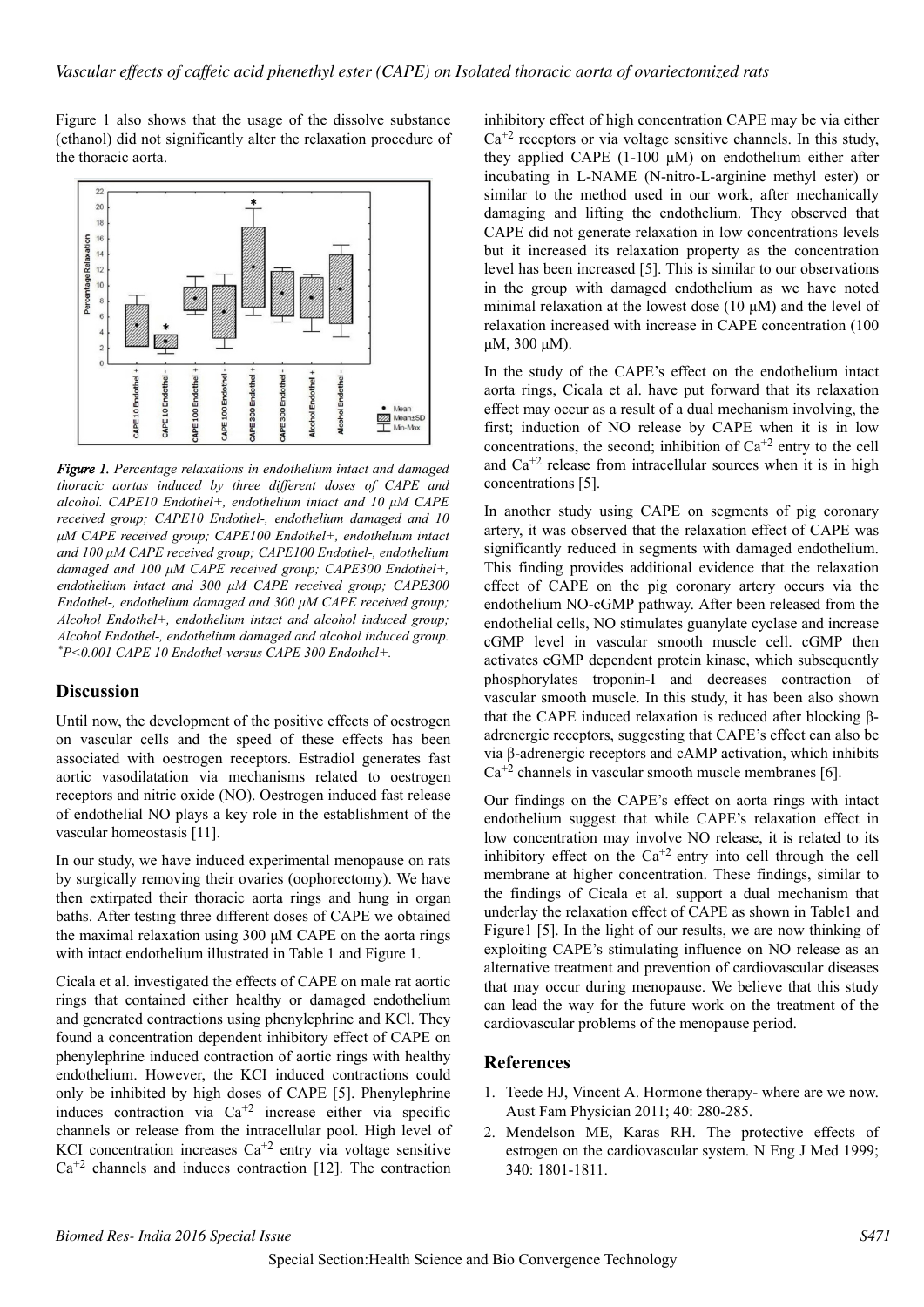Figure 1 also shows that the usage of the dissolve substance (ethanol) did not significantly alter the relaxation procedure of the thoracic aorta.

*Figure 1. Percentage relaxations in endothelium intact and damaged thoracic aortas induced by three different doses of CAPE and alcohol. CAPE10 Endothel+, endothelium intact and 10 µM CAPE received group; CAPE10 Endothel-, endothelium damaged and 10 µM CAPE received group; CAPE100 Endothel+, endothelium intact and 100 µM CAPE received group; CAPE100 Endothel-, endothelium damaged and 100 µM CAPE received group; CAPE300 Endothel+, endothelium intact and 300 µM CAPE received group; CAPE300 Endothel-, endothelium damaged and 300 µM CAPE received group; Alcohol Endothel+, endothelium intact and alcohol induced group; Alcohol Endothel-, endothelium damaged and alcohol induced group. \*P<0.001 CAPE 10 Endothel-versus CAPE 300 Endothel+.*

## Discussion

Until now, the development of the positive effects of oestrogen on vascular cells and the speed of these effects has been associated with oestrogen receptors. Estradiol generates fast aortic vasodilatation via mechanisms related to oestrogen receptors and nitric oxide (NO). Oestrogen induced fast release of endothelial NO plays a key role in the establishment of the vascular homeostasis [11].

In our study, we have induced experimental menopause on rats by surgically removing their ovaries (oophorectomy). We have then extirpated their thoracic aorta rings and hung in organ baths. After testing three different doses of CAPE we obtained the maximal relaxation using 300 µM CAPE on the aorta rings with intact endothelium illustrated in Table 1 and Figure 1.

Cicala et al. investigated the effects of CAPE on male rat aortic rings that contained either healthy or damaged endothelium and generated contractions using phenylephrine and KCl. They found a concentration dependent inhibitory effect of CAPE on phenylephrine induced contraction of aortic rings with healthy endothelium. However, the KCI induced contractions could only be inhibited by high doses of CAPE [5]. Phenylephrine induces contraction via $Ca^{+2}$ increase either via specific channels or release from the intracellular pool. High level of KCI concentration increases $Ca^{+2}$ entry via voltage sensitive $Ca^{+2}$ channels and induces contraction [12]. The contraction inhibitory effect of high concentration CAPE may be via either $Ca^{+2}$ receptors or via voltage sensitive channels. In this study, they applied CAPE (1-100 µM) on endothelium either after incubating in L-NAME (N-nitro-L-arginine methyl ester) or similar to the method used in our work, after mechanically damaging and lifting the endothelium. They observed that CAPE did not generate relaxation in low concentrations levels but it increased its relaxation property as the concentration level has been increased [5]. This is similar to our observations in the group with damaged endothelium as we have noted minimal relaxation at the lowest dose (10 µM) and the level of relaxation increased with increase in CAPE concentration (100 µM, 300 µM).

In the study of the CAPE's effect on the endothelium intact aorta rings, Cicala et al. have put forward that its relaxation effect may occur as a result of a dual mechanism involving, the first; induction of NO release by CAPE when it is in low concentrations, the second; inhibition of $Ca^{+2}$ entry to the cell and $Ca^{+2}$ release from intracellular sources when it is in high concentrations [5].

In another study using CAPE on segments of pig coronary artery, it was observed that the relaxation effect of CAPE was significantly reduced in segments with damaged endothelium. This finding provides additional evidence that the relaxation effect of CAPE on the pig coronary artery occurs via the endothelium NO-cGMP pathway. After been released from the endothelial cells, NO stimulates guanylate cyclase and increase cGMP level in vascular smooth muscle cell. cGMP then activates cGMP dependent protein kinase, which subsequently phosphorylates troponin-I and decreases contraction of vascular smooth muscle. In this study, it has been also shown that the CAPE induced relaxation is reduced after blocking β-adrenergic receptors, suggesting that CAPE's effect can also be via β-adrenergic receptors and cAMP activation, which inhibits $Ca^{+2}$ channels in vascular smooth muscle membranes [6].

Our findings on the CAPE's effect on aorta rings with intact endothelium suggest that while CAPE's relaxation effect in low concentration may involve NO release, it is related to its inhibitory effect on the $Ca^{+2}$ entry into cell through the cell membrane at higher concentration. These findings, similar to the findings of Cicala et al. support a dual mechanism that underlay the relaxation effect of CAPE as shown in Table1 and Figure1 [5]. In the light of our results, we are now thinking of exploiting CAPE's stimulating influence on NO release as an alternative treatment and prevention of cardiovascular diseases that may occur during menopause. We believe that this study can lead the way for the future work on the treatment of the cardiovascular problems of the menopause period.

## References

1. Teede HJ, Vincent A. Hormone therapy- where are we now. Aust Fam Physician 2011; 40: 280-285.
2. Mendelson ME, Karas RH. The protective effects of estrogen on the cardiovascular system. N Eng J Med 1999; 340: 1801-1811.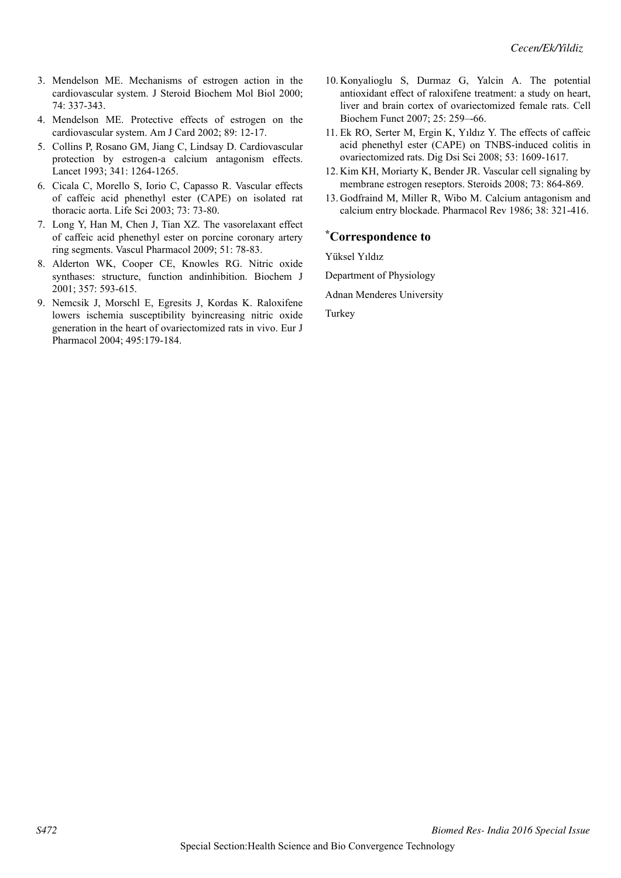3. Mendelson ME. Mechanisms of estrogen action in the cardiovascular system. J Steroid Biochem Mol Biol 2000; 74: 337-343.
4. Mendelson ME. Protective effects of estrogen on the cardiovascular system. Am J Card 2002; 89: 12-17.
5. Collins P, Rosano GM, Jiang C, Lindsay D. Cardiovascular protection by estrogen-a calcium antagonism effects. Lancet 1993; 341: 1264-1265.
6. Cicala C, Morello S, Iorio C, Capasso R. Vascular effects of caffeic acid phenethyl ester (CAPE) on isolated rat thoracic aorta. Life Sci 2003; 73: 73-80.
7. Long Y, Han M, Chen J, Tian XZ. The vasorelaxant effect of caffeic acid phenethyl ester on porcine coronary artery ring segments. Vascul Pharmacol 2009; 51: 78-83.
8. Alderton WK, Cooper CE, Knowles RG. Nitric oxide synthases: structure, function andinhibition. Biochem J 2001; 357: 593-615.
9. Nemcsik J, Morschl E, Egresits J, Kordas K. Raloxifene lowers ischemia susceptibility byincreasing nitric oxide generation in the heart of ovariectomized rats in vivo. Eur J Pharmacol 2004; 495:179-184.
10. Konyalioglu S, Durmaz G, Yalcin A. The potential antioxidant effect of raloxifene treatment: a study on heart, liver and brain cortex of ovariectomized female rats. Cell Biochem Funct 2007; 25: 259–-66.
11. Ek RO, Serter M, Ergin K, Yıldız Y. The effects of caffeic acid phenethyl ester (CAPE) on TNBS-induced colitis in ovariectomized rats. Dig Dsi Sci 2008; 53: 1609-1617.
12. Kim KH, Moriarty K, Bender JR. Vascular cell signaling by membrane estrogen reseptors. Steroids 2008; 73: 864-869.
13. Godfraind M, Miller R, Wibo M. Calcium antagonism and calcium entry blockade. Pharmacol Rev 1986; 38: 321-416.

## *Correspondence to

Yüksel Yıldız

Department of Physiology

Adnan Menderes University

Turkey